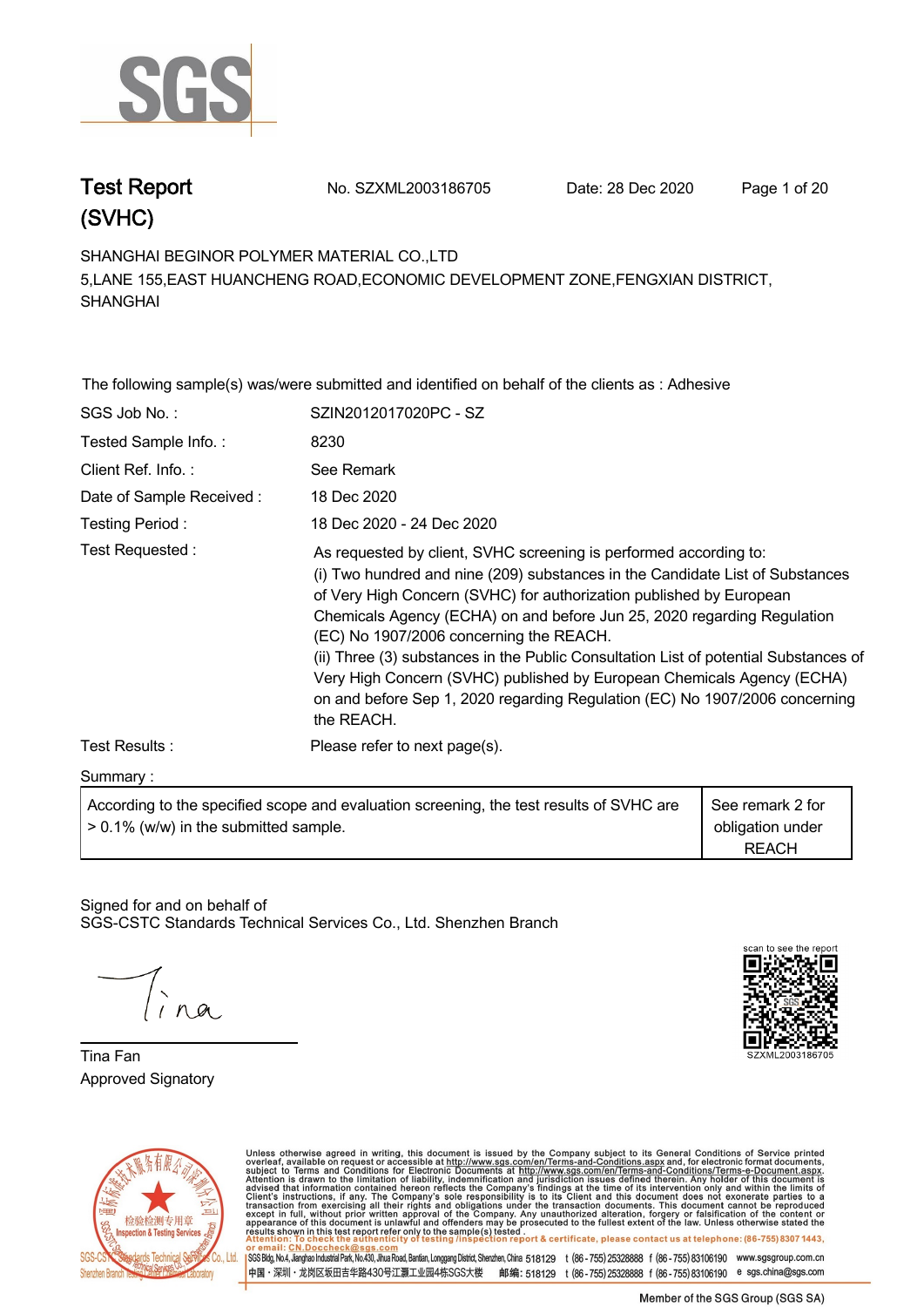# Test Report (SVHC)

No. SZXML2003186705 Date: 28 Dec 2020

SHANGHAI BEGINOR POLYMER MATERIAL CO.,LTD
5,LANE 155,EAST HUANCHENG ROAD,ECONOMIC DEVELOPMENT ZONE,FENGXIAN DISTRICT, SHANGHAI

The following sample(s) was/were submitted and identified on behalf of the clients as : Adhesive

| | |
|---|---|
| SGS Job No. : | SZIN2012017020PC - SZ |
| Tested Sample Info. : | 8230 |
| Client Ref. Info. : | See Remark |
| Date of Sample Received : | 18 Dec 2020 |
| Testing Period : | 18 Dec 2020 - 24 Dec 2020 |
| Test Requested : | As requested by client, SVHC screening is performed according to: (i) Two hundred and nine (209) substances in the Candidate List of Substances of Very High Concern (SVHC) for authorization published by European Chemicals Agency (ECHA) on and before Jun 25, 2020 regarding Regulation (EC) No 1907/2006 concerning the REACH. (ii) Three (3) substances in the Public Consultation List of potential Substances of Very High Concern (SVHC) published by European Chemicals Agency (ECHA) on and before Sep 1, 2020 regarding Regulation (EC) No 1907/2006 concerning the REACH. |
| Test Results : | Please refer to next page(s). |

Summary :

| | |
|---|---|
| According to the specified scope and evaluation screening, the test results of SVHC are > 0.1% (w/w) in the submitted sample. | See remark 2 for obligation under REACH |

Signed for and on behalf of
SGS-CSTC Standards Technical Services Co., Ltd. Shenzhen Branch

Tina Fan
Approved Signatory

scan to see the report
SZXML2003186705

Unless otherwise agreed in writing, this document is issued by the Company subject to its General Conditions of Service printed overleaf, available on request or accessible at http://www.sgs.com/en/Terms-and-Conditions.aspx and, for electronic format documents, subject to Terms and Conditions for Electronic Documents at http://www.sgs.com/en/Terms-and-Conditions/Terms-e-Document.aspx. Attention is drawn to the limitation of liability, indemnification and jurisdiction issues defined therein. Any holder of this document is advised that information contained hereon reflects the Company's findings at the time of its intervention only and within the limits of Client's instructions, if any. The Company's sole responsibility is to its Client and this document does not exonerate parties to a transaction from exercising all their rights and obligations under the transaction documents. This document cannot be reproduced except in full, without prior written approval of the Company. Any unauthorized alteration, forgery or falsification of the content or appearance of this document is unlawful and offenders may be prosecuted to the fullest extent of the law. Unless otherwise stated the results shown in this test report refer only to the sample(s) tested.
Attention: To check the authenticity of testing /inspection report & certificate, please contact us at telephone: (86-755) 8307 1443, or email: CN.Doccheck@sgs.com

SGS Bldg, No.4, Jianghao Industrial Park, No.430, Jihua Road, Bantian, Longgang District, Shenzhen, China 518129 t (86-755) 25328888 f (86-755) 83106190 www.sgsgroup.com.cn
中国・深圳・龙岗区坂田吉华路430号江灏工业园4栋SGS大楼 邮编: 518129 t (86-755) 25328888 f (86-755) 83106190 e sgs.china@sgs.com

Member of the SGS Group (SGS SA)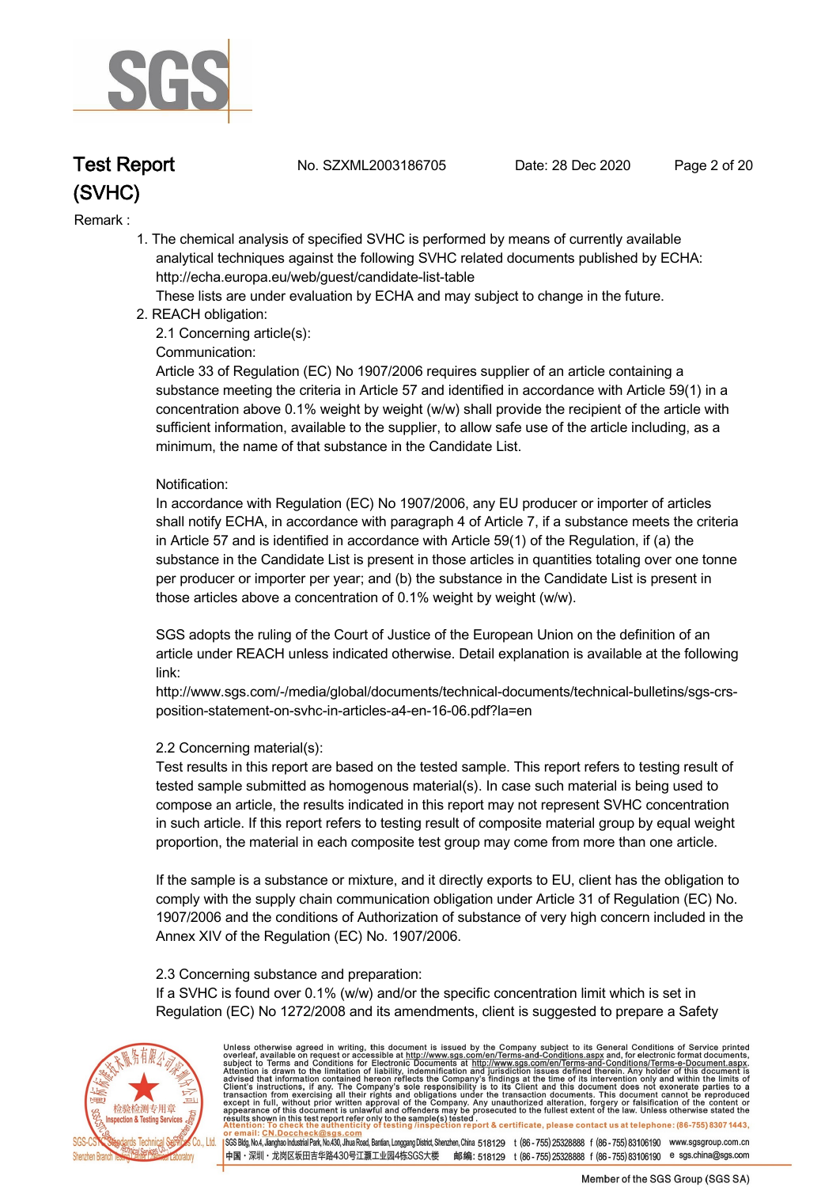Remark :

1. The chemical analysis of specified SVHC is performed by means of currently available analytical techniques against the following SVHC related documents published by ECHA: http://echa.europa.eu/web/guest/candidate-list-table
   These lists are under evaluation by ECHA and may subject to change in the future.
2. REACH obligation:
   2.1 Concerning article(s):
   Communication:
   Article 33 of Regulation (EC) No 1907/2006 requires supplier of an article containing a substance meeting the criteria in Article 57 and identified in accordance with Article 59(1) in a concentration above 0.1% weight by weight (w/w) shall provide the recipient of the article with sufficient information, available to the supplier, to allow safe use of the article including, as a minimum, the name of that substance in the Candidate List.

   Notification:
   In accordance with Regulation (EC) No 1907/2006, any EU producer or importer of articles shall notify ECHA, in accordance with paragraph 4 of Article 7, if a substance meets the criteria in Article 57 and is identified in accordance with Article 59(1) of the Regulation, if (a) the substance in the Candidate List is present in those articles in quantities totaling over one tonne per producer or importer per year; and (b) the substance in the Candidate List is present in those articles above a concentration of 0.1% weight by weight (w/w).

   SGS adopts the ruling of the Court of Justice of the European Union on the definition of an article under REACH unless indicated otherwise. Detail explanation is available at the following link:
   http://www.sgs.com/-/media/global/documents/technical-documents/technical-bulletins/sgs-crs-position-statement-on-svhc-in-articles-a4-en-16-06.pdf?la=en

   2.2 Concerning material(s):
   Test results in this report are based on the tested sample. This report refers to testing result of tested sample submitted as homogenous material(s). In case such material is being used to compose an article, the results indicated in this report may not represent SVHC concentration in such article. If this report refers to testing result of composite material group by equal weight proportion, the material in each composite test group may come from more than one article.

   If the sample is a substance or mixture, and it directly exports to EU, client has the obligation to comply with the supply chain communication obligation under Article 31 of Regulation (EC) No. 1907/2006 and the conditions of Authorization of substance of very high concern included in the Annex XIV of the Regulation (EC) No. 1907/2006.

   2.3 Concerning substance and preparation:
   If a SVHC is found over 0.1% (w/w) and/or the specific concentration limit which is set in Regulation (EC) No 1272/2008 and its amendments, client is suggested to prepare a Safety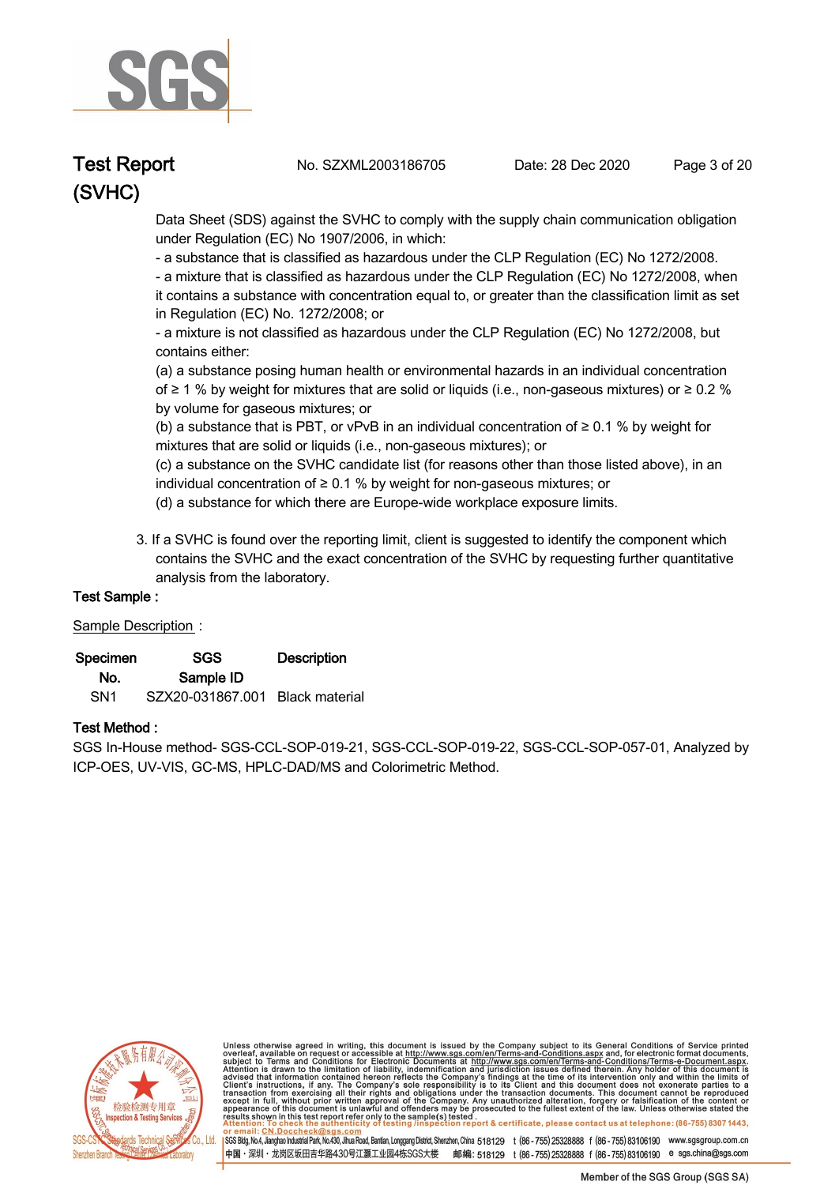Data Sheet (SDS) against the SVHC to comply with the supply chain communication obligation under Regulation (EC) No 1907/2006, in which:

- a substance that is classified as hazardous under the CLP Regulation (EC) No 1272/2008.
- a mixture that is classified as hazardous under the CLP Regulation (EC) No 1272/2008, when it contains a substance with concentration equal to, or greater than the classification limit as set in Regulation (EC) No. 1272/2008; or
- a mixture is not classified as hazardous under the CLP Regulation (EC) No 1272/2008, but contains either:

(a) a substance posing human health or environmental hazards in an individual concentration of ≥ 1 % by weight for mixtures that are solid or liquids (i.e., non-gaseous mixtures) or ≥ 0.2 % by volume for gaseous mixtures; or

(b) a substance that is PBT, or vPvB in an individual concentration of ≥ 0.1 % by weight for mixtures that are solid or liquids (i.e., non-gaseous mixtures); or

(c) a substance on the SVHC candidate list (for reasons other than those listed above), in an individual concentration of ≥ 0.1 % by weight for non-gaseous mixtures; or

(d) a substance for which there are Europe-wide workplace exposure limits.

3. If a SVHC is found over the reporting limit, client is suggested to identify the component which contains the SVHC and the exact concentration of the SVHC by requesting further quantitative analysis from the laboratory.

**Test Sample :**

Sample Description :

| Specimen No. | SGS Sample ID | Description |
|---|---|---|
| SN1 | SZX20-031867.001 | Black material |

**Test Method :**

SGS In-House method- SGS-CCL-SOP-019-21, SGS-CCL-SOP-019-22, SGS-CCL-SOP-057-01, Analyzed by ICP-OES, UV-VIS, GC-MS, HPLC-DAD/MS and Colorimetric Method.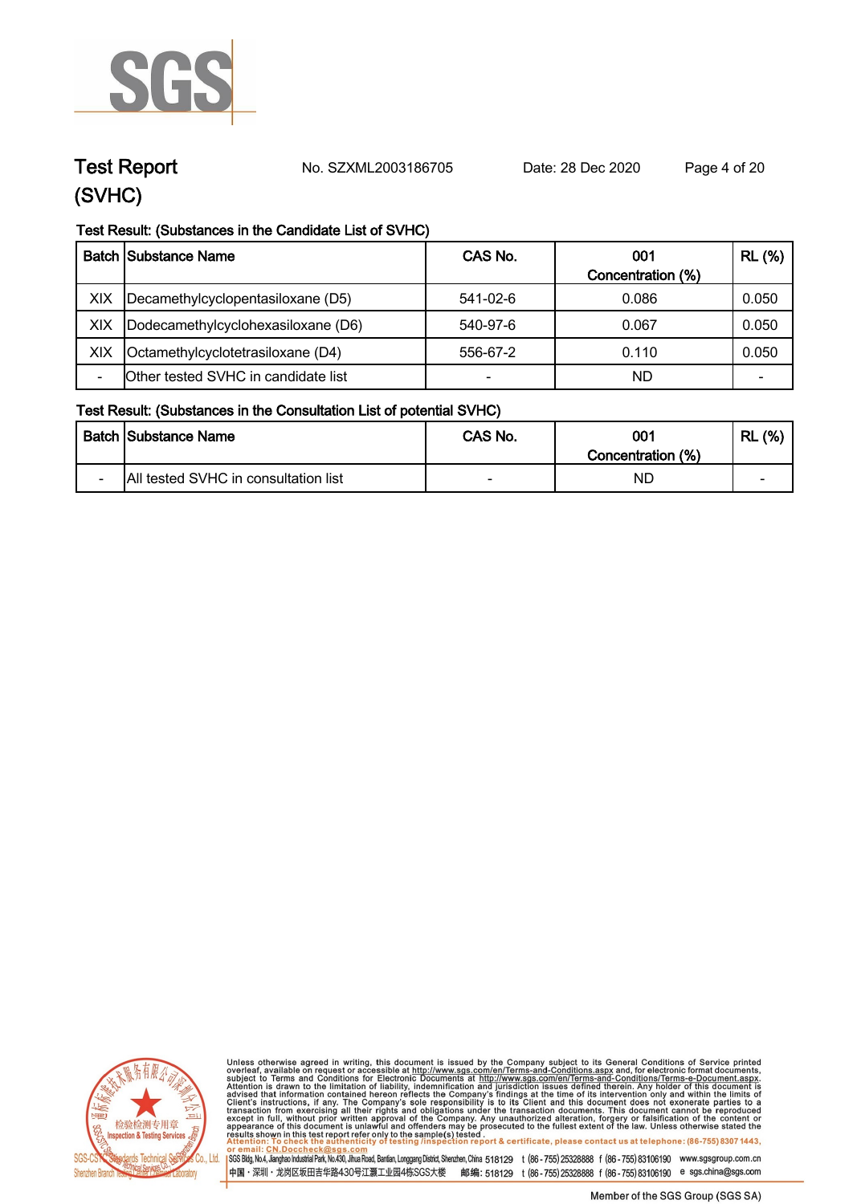# Test Report (SVHC)

No. SZXML2003186705 Date: 28 Dec 2020

**Test Result: (Substances in the Candidate List of SVHC)**

| Batch | Substance Name | CAS No. | 001 Concentration (%) | RL (%) |
|---|---|---|---|---|
| XIX | Decamethylcyclopentasiloxane (D5) | 541-02-6 | 0.086 | 0.050 |
| XIX | Dodecamethylcyclohexasiloxane (D6) | 540-97-6 | 0.067 | 0.050 |
| XIX | Octamethylcyclotetrasiloxane (D4) | 556-67-2 | 0.110 | 0.050 |
| - | Other tested SVHC in candidate list | - | ND | - |

**Test Result: (Substances in the Consultation List of potential SVHC)**

| Batch | Substance Name | CAS No. | 001 Concentration (%) | RL (%) |
|---|---|---|---|---|
| - | All tested SVHC in consultation list | - | ND | - |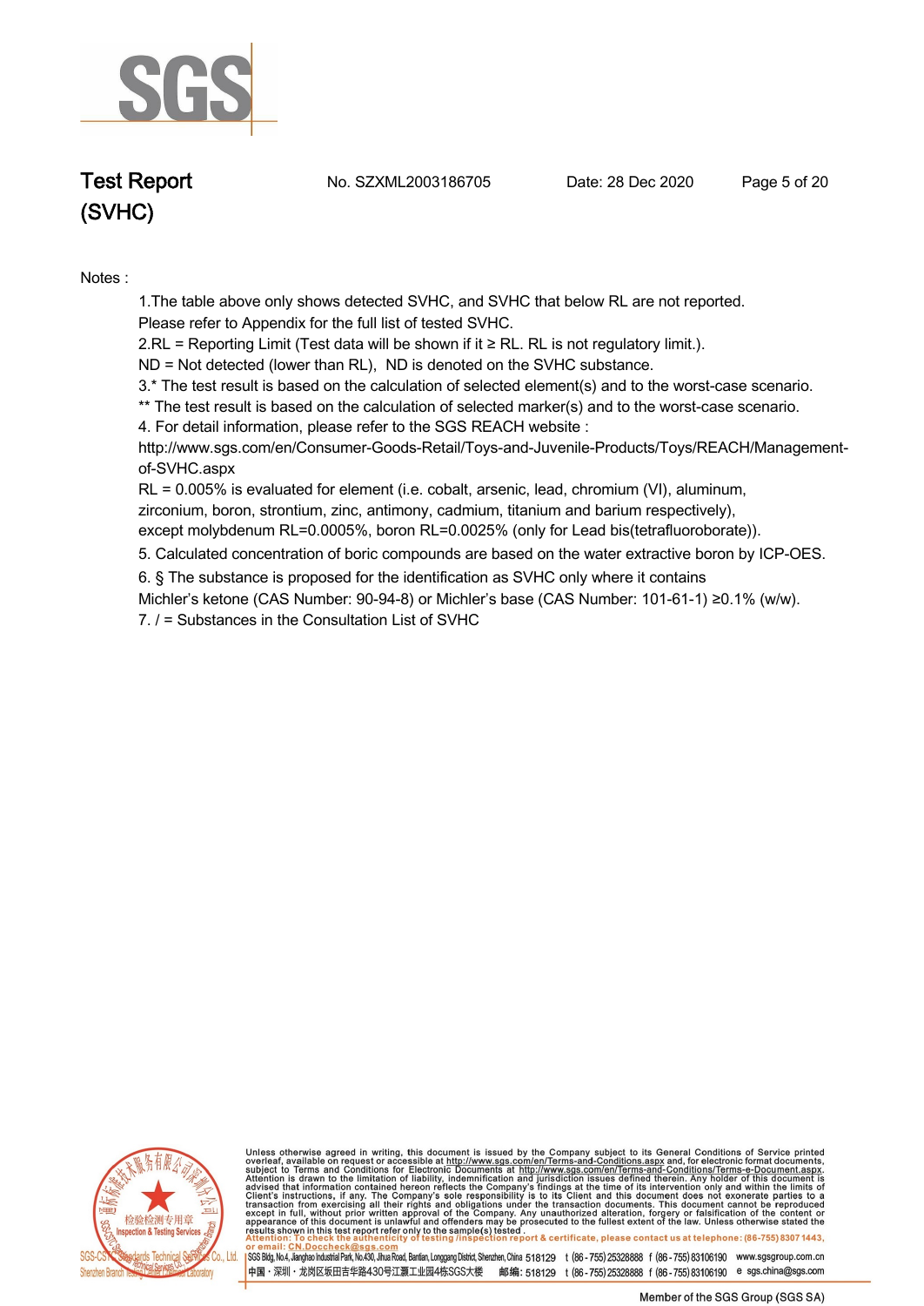Notes :

1.The table above only shows detected SVHC, and SVHC that below RL are not reported.
Please refer to Appendix for the full list of tested SVHC.

2.RL = Reporting Limit (Test data will be shown if it ≥ RL. RL is not regulatory limit.).
ND = Not detected (lower than RL), ND is denoted on the SVHC substance.

3.* The test result is based on the calculation of selected element(s) and to the worst-case scenario.
** The test result is based on the calculation of selected marker(s) and to the worst-case scenario.

4. For detail information, please refer to the SGS REACH website :
http://www.sgs.com/en/Consumer-Goods-Retail/Toys-and-Juvenile-Products/Toys/REACH/Management-of-SVHC.aspx
RL = 0.005% is evaluated for element (i.e. cobalt, arsenic, lead, chromium (VI), aluminum, zirconium, boron, strontium, zinc, antimony, cadmium, titanium and barium respectively), except molybdenum RL=0.0005%, boron RL=0.0025% (only for Lead bis(tetrafluoroborate)).

5. Calculated concentration of boric compounds are based on the water extractive boron by ICP-OES.

6. § The substance is proposed for the identification as SVHC only where it contains Michler's ketone (CAS Number: 90-94-8) or Michler's base (CAS Number: 101-61-1) ≥0.1% (w/w).

7. / = Substances in the Consultation List of SVHC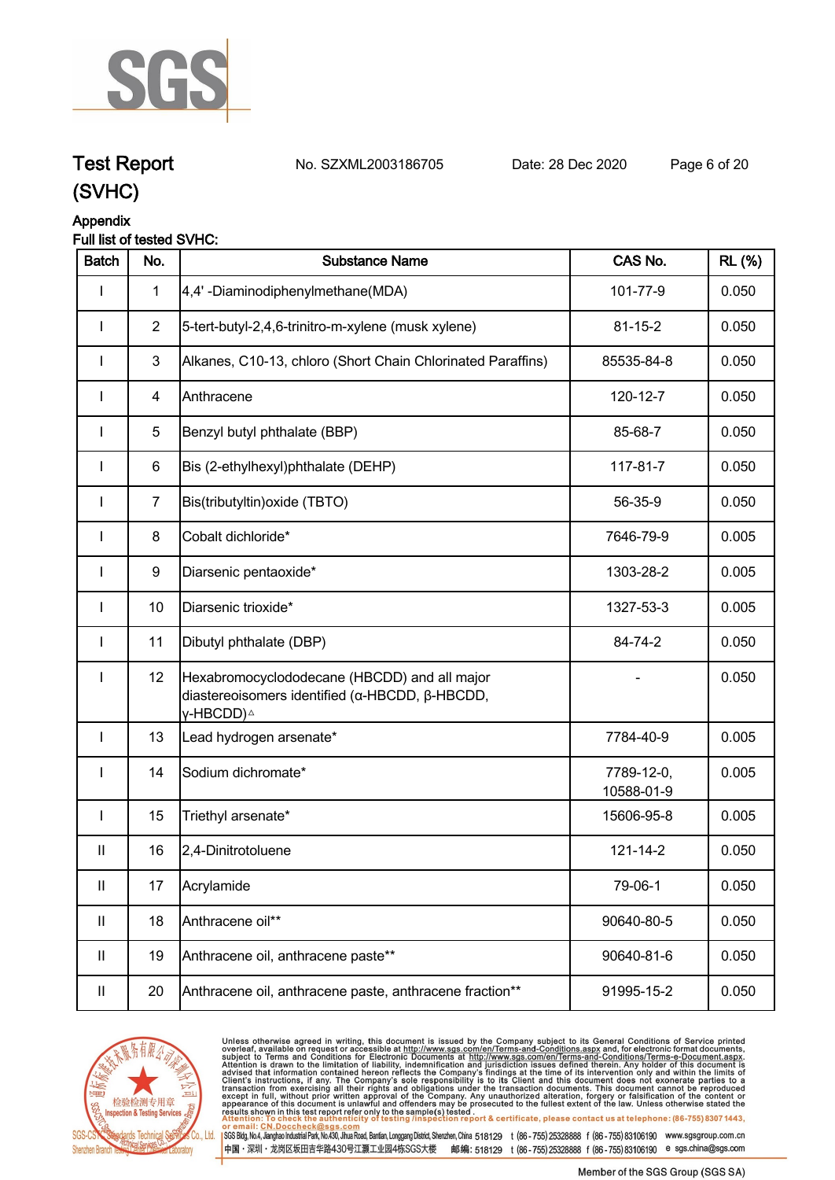# Test Report (SVHC)

No. SZXML2003186705 Date: 28 Dec 2020

Appendix

Full list of tested SVHC:

| Batch | No. | Substance Name | CAS No. | RL (%) |
|---|---|---|---|---|
| I | 1 | 4,4' -Diaminodiphenylmethane(MDA) | 101-77-9 | 0.050 |
| I | 2 | 5-tert-butyl-2,4,6-trinitro-m-xylene (musk xylene) | 81-15-2 | 0.050 |
| I | 3 | Alkanes, C10-13, chloro (Short Chain Chlorinated Paraffins) | 85535-84-8 | 0.050 |
| I | 4 | Anthracene | 120-12-7 | 0.050 |
| I | 5 | Benzyl butyl phthalate (BBP) | 85-68-7 | 0.050 |
| I | 6 | Bis (2-ethylhexyl)phthalate (DEHP) | 117-81-7 | 0.050 |
| I | 7 | Bis(tributyltin)oxide (TBTO) | 56-35-9 | 0.050 |
| I | 8 | Cobalt dichloride* | 7646-79-9 | 0.005 |
| I | 9 | Diarsenic pentaoxide* | 1303-28-2 | 0.005 |
| I | 10 | Diarsenic trioxide* | 1327-53-3 | 0.005 |
| I | 11 | Dibutyl phthalate (DBP) | 84-74-2 | 0.050 |
| I | 12 | Hexabromocyclododecane (HBCDD) and all major diastereoisomers identified (α-HBCDD, β-HBCDD, γ-HBCDD)△ | - | 0.050 |
| I | 13 | Lead hydrogen arsenate* | 7784-40-9 | 0.005 |
| I | 14 | Sodium dichromate* | 7789-12-0, 10588-01-9 | 0.005 |
| I | 15 | Triethyl arsenate* | 15606-95-8 | 0.005 |
| II | 16 | 2,4-Dinitrotoluene | 121-14-2 | 0.050 |
| II | 17 | Acrylamide | 79-06-1 | 0.050 |
| II | 18 | Anthracene oil** | 90640-80-5 | 0.050 |
| II | 19 | Anthracene oil, anthracene paste** | 90640-81-6 | 0.050 |
| II | 20 | Anthracene oil, anthracene paste, anthracene fraction** | 91995-15-2 | 0.050 |

Unless otherwise agreed in writing, this document is issued by the Company subject to its General Conditions of Service printed overleaf, available on request or accessible at http://www.sgs.com/en/Terms-and-Conditions.aspx and, for electronic format documents, subject to Terms and Conditions for Electronic Documents at http://www.sgs.com/en/Terms-and-Conditions/Terms-e-Document.aspx. Attention is drawn to the limitation of liability, indemnification and jurisdiction issues defined therein. Any holder of this document is advised that information contained hereon reflects the Company's findings at the time of its intervention only and within the limits of Client's instructions, if any. The Company's sole responsibility is to its Client and this document does not exonerate parties to a transaction from exercising all their rights and obligations under the transaction documents. This document cannot be reproduced except in full, without prior written approval of the Company. Any unauthorized alteration, forgery or falsification of the content or appearance of this document is unlawful and offenders may be prosecuted to the fullest extent of the law. Unless otherwise stated the results shown in this test report refer only to the sample(s) tested.

Attention: To check the authenticity of testing /inspection report & certificate, please contact us at telephone: (86-755) 8307 1443, or email: CN.Doccheck@sgs.com

SGS Bldg, No.4, Jianghao Industrial Park, No.430, Jihua Road, Bantian, Longgang District, Shenzhen, China 518129 t (86-755) 25328888 f (86-755) 83106190 www.sgsgroup.com.cn

中国・深圳・龙岗区坂田吉华路430号江灏工业园4栋SGS大楼 邮编: 518129 t (86-755) 25328888 f (86-755) 83106190 e sgs.china@sgs.com

Member of the SGS Group (SGS SA)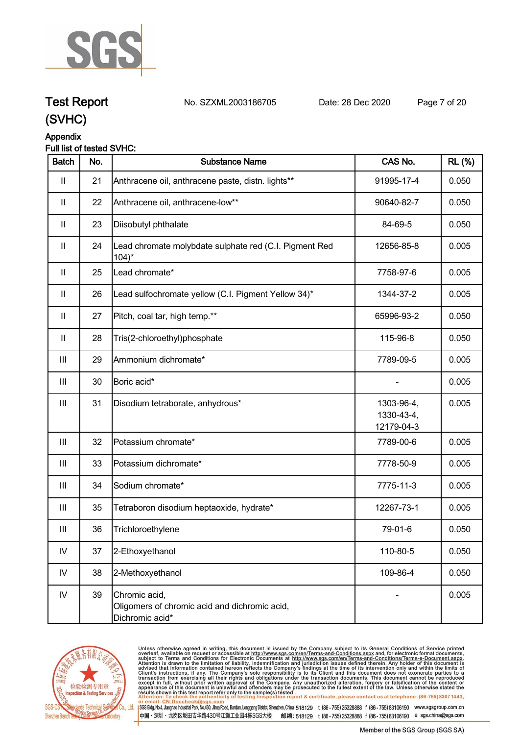# Test Report (SVHC)

No. SZXML2003186705  Date: 28 Dec 2020

## Appendix

Full list of tested SVHC:

| Batch | No. | Substance Name | CAS No. | RL (%) |
|---|---|---|---|---|
| II | 21 | Anthracene oil, anthracene paste, distn. lights** | 91995-17-4 | 0.050 |
| II | 22 | Anthracene oil, anthracene-low** | 90640-82-7 | 0.050 |
| II | 23 | Diisobutyl phthalate | 84-69-5 | 0.050 |
| II | 24 | Lead chromate molybdate sulphate red (C.I. Pigment Red 104)* | 12656-85-8 | 0.005 |
| II | 25 | Lead chromate* | 7758-97-6 | 0.005 |
| II | 26 | Lead sulfochromate yellow (C.I. Pigment Yellow 34)* | 1344-37-2 | 0.005 |
| II | 27 | Pitch, coal tar, high temp.** | 65996-93-2 | 0.050 |
| II | 28 | Tris(2-chloroethyl)phosphate | 115-96-8 | 0.050 |
| III | 29 | Ammonium dichromate* | 7789-09-5 | 0.005 |
| III | 30 | Boric acid* | - | 0.005 |
| III | 31 | Disodium tetraborate, anhydrous* | 1303-96-4, 1330-43-4, 12179-04-3 | 0.005 |
| III | 32 | Potassium chromate* | 7789-00-6 | 0.005 |
| III | 33 | Potassium dichromate* | 7778-50-9 | 0.005 |
| III | 34 | Sodium chromate* | 7775-11-3 | 0.005 |
| III | 35 | Tetraboron disodium heptaoxide, hydrate* | 12267-73-1 | 0.005 |
| III | 36 | Trichloroethylene | 79-01-6 | 0.050 |
| IV | 37 | 2-Ethoxyethanol | 110-80-5 | 0.050 |
| IV | 38 | 2-Methoxyethanol | 109-86-4 | 0.050 |
| IV | 39 | Chromic acid, Oligomers of chromic acid and dichromic acid, Dichromic acid* | - | 0.005 |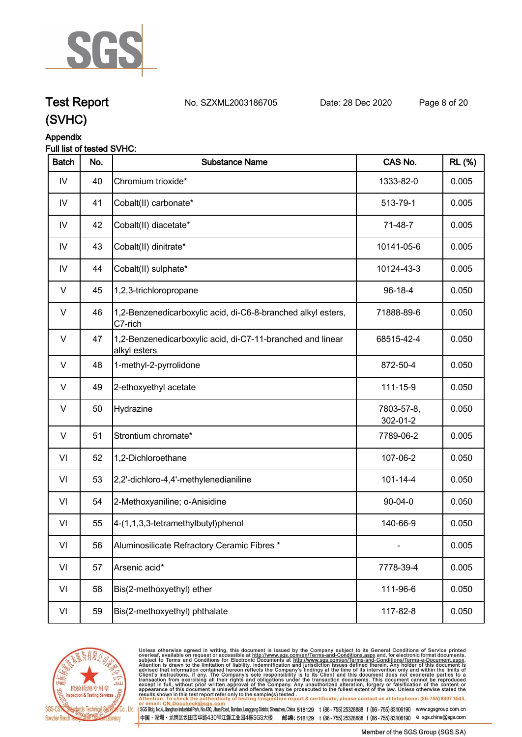# Test Report (SVHC)

No. SZXML2003186705 Date: 28 Dec 2020

## Appendix

Full list of tested SVHC:

| Batch | No. | Substance Name | CAS No. | RL (%) |
|---|---|---|---|---|
| IV | 40 | Chromium trioxide* | 1333-82-0 | 0.005 |
| IV | 41 | Cobalt(II) carbonate* | 513-79-1 | 0.005 |
| IV | 42 | Cobalt(II) diacetate* | 71-48-7 | 0.005 |
| IV | 43 | Cobalt(II) dinitrate* | 10141-05-6 | 0.005 |
| IV | 44 | Cobalt(II) sulphate* | 10124-43-3 | 0.005 |
| V | 45 | 1,2,3-trichloropropane | 96-18-4 | 0.050 |
| V | 46 | 1,2-Benzenedicarboxylic acid, di-C6-8-branched alkyl esters, C7-rich | 71888-89-6 | 0.050 |
| V | 47 | 1,2-Benzenedicarboxylic acid, di-C7-11-branched and linear alkyl esters | 68515-42-4 | 0.050 |
| V | 48 | 1-methyl-2-pyrrolidone | 872-50-4 | 0.050 |
| V | 49 | 2-ethoxyethyl acetate | 111-15-9 | 0.050 |
| V | 50 | Hydrazine | 7803-57-8, 302-01-2 | 0.050 |
| V | 51 | Strontium chromate* | 7789-06-2 | 0.005 |
| VI | 52 | 1,2-Dichloroethane | 107-06-2 | 0.050 |
| VI | 53 | 2,2'-dichloro-4,4'-methylenedianiline | 101-14-4 | 0.050 |
| VI | 54 | 2-Methoxyaniline; o-Anisidine | 90-04-0 | 0.050 |
| VI | 55 | 4-(1,1,3,3-tetramethylbutyl)phenol | 140-66-9 | 0.050 |
| VI | 56 | Aluminosilicate Refractory Ceramic Fibres * | - | 0.005 |
| VI | 57 | Arsenic acid* | 7778-39-4 | 0.005 |
| VI | 58 | Bis(2-methoxyethyl) ether | 111-96-6 | 0.050 |
| VI | 59 | Bis(2-methoxyethyl) phthalate | 117-82-8 | 0.050 |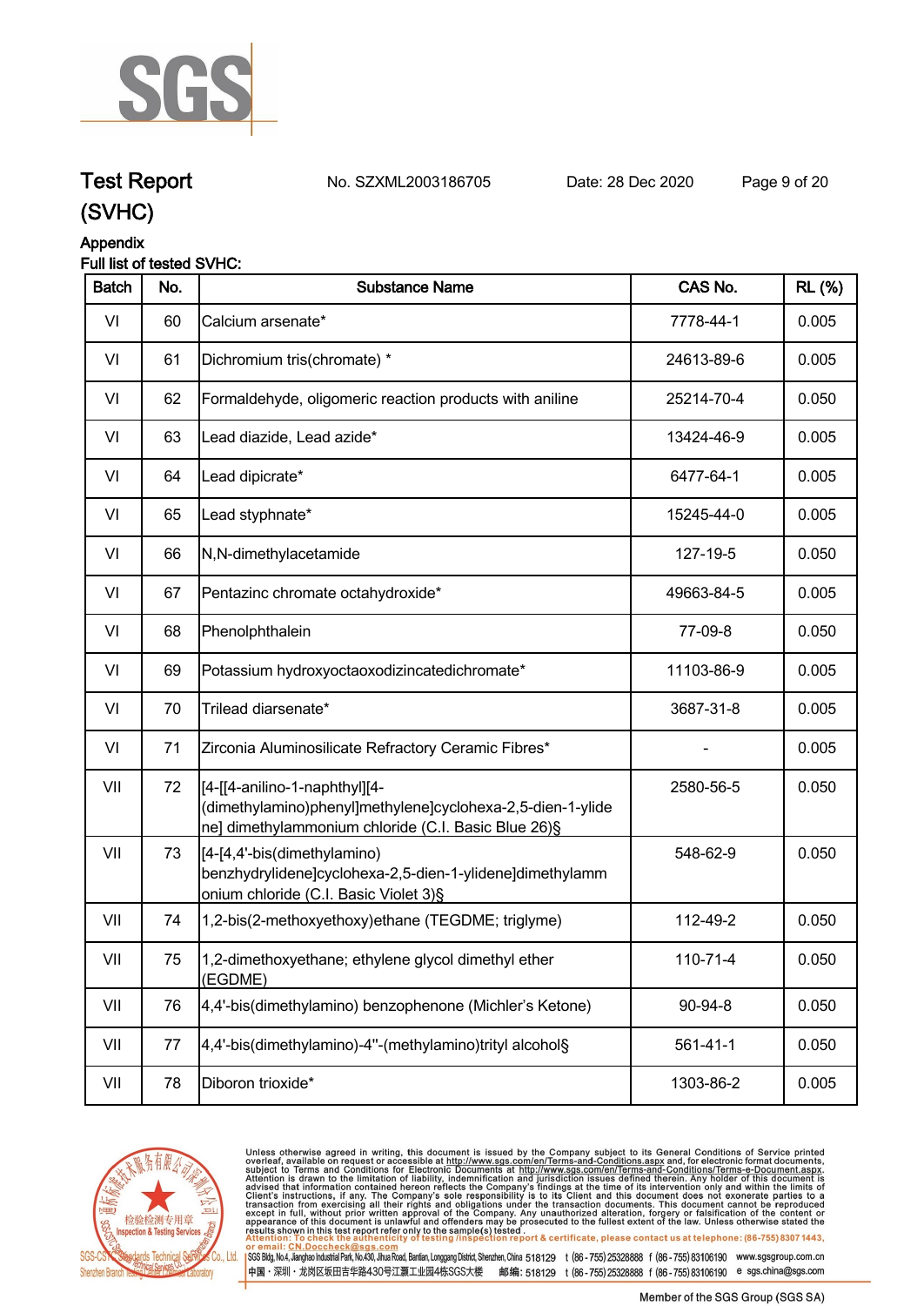# Test Report (SVHC)

No. SZXML2003186705 Date: 28 Dec 2020

**Appendix**

**Full list of tested SVHC:**

| Batch | No. | Substance Name | CAS No. | RL (%) |
|---|---|---|---|---|
| VI | 60 | Calcium arsenate* | 7778-44-1 | 0.005 |
| VI | 61 | Dichromium tris(chromate) * | 24613-89-6 | 0.005 |
| VI | 62 | Formaldehyde, oligomeric reaction products with aniline | 25214-70-4 | 0.050 |
| VI | 63 | Lead diazide, Lead azide* | 13424-46-9 | 0.005 |
| VI | 64 | Lead dipicrate* | 6477-64-1 | 0.005 |
| VI | 65 | Lead styphnate* | 15245-44-0 | 0.005 |
| VI | 66 | N,N-dimethylacetamide | 127-19-5 | 0.050 |
| VI | 67 | Pentazinc chromate octahydroxide* | 49663-84-5 | 0.005 |
| VI | 68 | Phenolphthalein | 77-09-8 | 0.050 |
| VI | 69 | Potassium hydroxyoctaoxodizincatedichromate* | 11103-86-9 | 0.005 |
| VI | 70 | Trilead diarsenate* | 3687-31-8 | 0.005 |
| VI | 71 | Zirconia Aluminosilicate Refractory Ceramic Fibres* | - | 0.005 |
| VII | 72 | [4-[[4-anilino-1-naphthyl][4-(dimethylamino)phenyl]methylene]cyclohexa-2,5-dien-1-ylidene] dimethylammonium chloride (C.I. Basic Blue 26)§ | 2580-56-5 | 0.050 |
| VII | 73 | [4-[4,4'-bis(dimethylamino) benzhydrylidene]cyclohexa-2,5-dien-1-ylidene]dimethylammonium chloride (C.I. Basic Violet 3)§ | 548-62-9 | 0.050 |
| VII | 74 | 1,2-bis(2-methoxyethoxy)ethane (TEGDME; triglyme) | 112-49-2 | 0.050 |
| VII | 75 | 1,2-dimethoxyethane; ethylene glycol dimethyl ether (EGDME) | 110-71-4 | 0.050 |
| VII | 76 | 4,4'-bis(dimethylamino) benzophenone (Michler's Ketone) | 90-94-8 | 0.050 |
| VII | 77 | 4,4'-bis(dimethylamino)-4''-(methylamino)trityl alcohol§ | 561-41-1 | 0.050 |
| VII | 78 | Diboron trioxide* | 1303-86-2 | 0.005 |

Unless otherwise agreed in writing, this document is issued by the Company subject to its General Conditions of Service printed overleaf, available on request or accessible at http://www.sgs.com/en/Terms-and-Conditions.aspx and, for electronic format documents, subject to Terms and Conditions for Electronic Documents at http://www.sgs.com/en/Terms-and-Conditions/Terms-e-Document.aspx. Attention is drawn to the limitation of liability, indemnification and jurisdiction issues defined therein. Any holder of this document is advised that information contained hereon reflects the Company's findings at the time of its intervention only and within the limits of Client's instructions, if any. The Company's sole responsibility is to its Client and this document does not exonerate parties to a transaction from exercising all their rights and obligations under the transaction documents. This document cannot be reproduced except in full, without prior written approval of the Company. Any unauthorized alteration, forgery or falsification of the content or appearance of this document is unlawful and offenders may be prosecuted to the fullest extent of the law. Unless otherwise stated the results shown in this test report refer only to the sample(s) tested.
Attention: To check the authenticity of testing /inspection report & certificate, please contact us at telephone: (86-755) 8307 1443, or email: CN.Doccheck@sgs.com

SGS-CSTC Standards Technical Services Co., Ltd. Shenzhen Branch Testing Center Laboratory | SGS Bldg, No.4, Jianghao Industrial Park, No.430, Jihua Road, Bantian, Longgang District, Shenzhen, China 518129 t (86-755) 25328888 f (86-755) 83106190 www.sgsgroup.com.cn
中国・深圳・龙岗区坂田吉华路430号江灏工业园4栋SGS大楼 邮编: 518129 t (86-755) 25328888 f (86-755) 83106190 e sgs.china@sgs.com

Member of the SGS Group (SGS SA)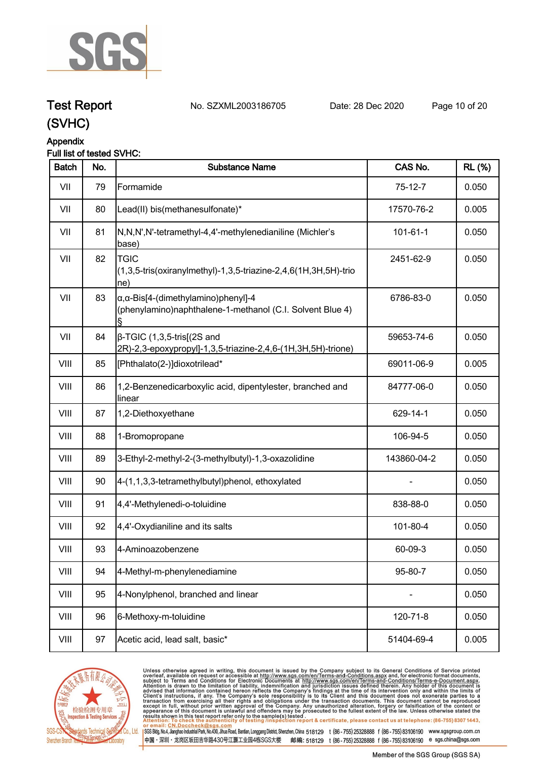# Test Report (SVHC)

No. SZXML2003186705 Date: 28 Dec 2020

## Appendix

Full list of tested SVHC:

| Batch | No. | Substance Name | CAS No. | RL (%) |
|---|---|---|---|---|
| VII | 79 | Formamide | 75-12-7 | 0.050 |
| VII | 80 | Lead(II) bis(methanesulfonate)* | 17570-76-2 | 0.005 |
| VII | 81 | N,N,N',N'-tetramethyl-4,4'-methylenedianiline (Michler's base) | 101-61-1 | 0.050 |
| VII | 82 | TGIC (1,3,5-tris(oxiranylmethyl)-1,3,5-triazine-2,4,6(1H,3H,5H)-trione) | 2451-62-9 | 0.050 |
| VII | 83 | α,α-Bis[4-(dimethylamino)phenyl]-4 (phenylamino)naphthalene-1-methanol (C.I. Solvent Blue 4) § | 6786-83-0 | 0.050 |
| VII | 84 | β-TGIC (1,3,5-tris[(2S and 2R)-2,3-epoxypropyl]-1,3,5-triazine-2,4,6-(1H,3H,5H)-trione) | 59653-74-6 | 0.050 |
| VIII | 85 | [Phthalato(2-)]dioxotrilead* | 69011-06-9 | 0.005 |
| VIII | 86 | 1,2-Benzenedicarboxylic acid, dipentylester, branched and linear | 84777-06-0 | 0.050 |
| VIII | 87 | 1,2-Diethoxyethane | 629-14-1 | 0.050 |
| VIII | 88 | 1-Bromopropane | 106-94-5 | 0.050 |
| VIII | 89 | 3-Ethyl-2-methyl-2-(3-methylbutyl)-1,3-oxazolidine | 143860-04-2 | 0.050 |
| VIII | 90 | 4-(1,1,3,3-tetramethylbutyl)phenol, ethoxylated | - | 0.050 |
| VIII | 91 | 4,4'-Methylenedi-o-toluidine | 838-88-0 | 0.050 |
| VIII | 92 | 4,4'-Oxydianiline and its salts | 101-80-4 | 0.050 |
| VIII | 93 | 4-Aminoazobenzene | 60-09-3 | 0.050 |
| VIII | 94 | 4-Methyl-m-phenylenediamine | 95-80-7 | 0.050 |
| VIII | 95 | 4-Nonylphenol, branched and linear | - | 0.050 |
| VIII | 96 | 6-Methoxy-m-toluidine | 120-71-8 | 0.050 |
| VIII | 97 | Acetic acid, lead salt, basic* | 51404-69-4 | 0.005 |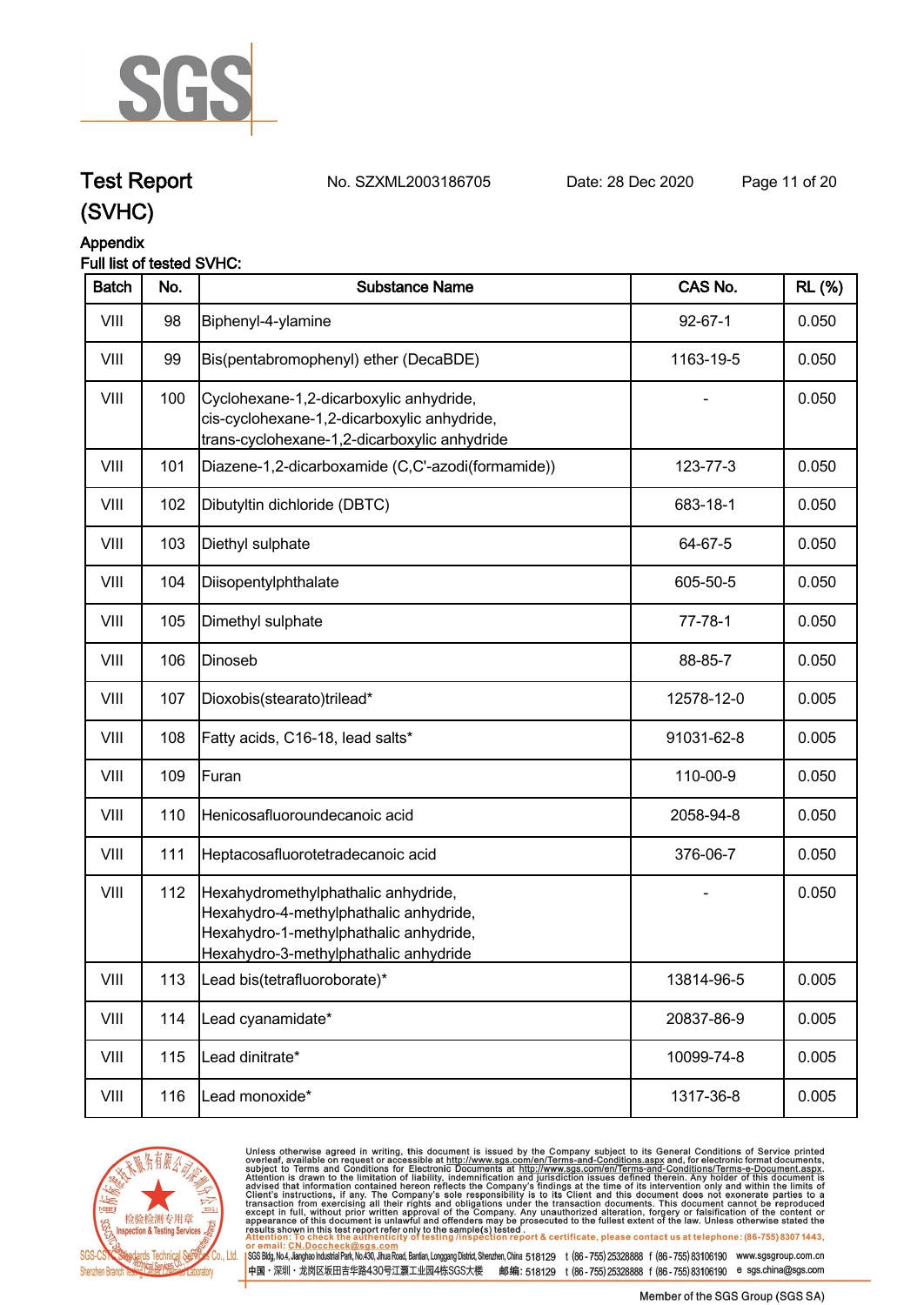# Test Report (SVHC)

No. SZXML2003186705 Date: 28 Dec 2020

## Appendix

Full list of tested SVHC:

| Batch | No. | Substance Name | CAS No. | RL (%) |
|---|---|---|---|---|
| VIII | 98 | Biphenyl-4-ylamine | 92-67-1 | 0.050 |
| VIII | 99 | Bis(pentabromophenyl) ether (DecaBDE) | 1163-19-5 | 0.050 |
| VIII | 100 | Cyclohexane-1,2-dicarboxylic anhydride, cis-cyclohexane-1,2-dicarboxylic anhydride, trans-cyclohexane-1,2-dicarboxylic anhydride | - | 0.050 |
| VIII | 101 | Diazene-1,2-dicarboxamide (C,C'-azodi(formamide)) | 123-77-3 | 0.050 |
| VIII | 102 | Dibutyltin dichloride (DBTC) | 683-18-1 | 0.050 |
| VIII | 103 | Diethyl sulphate | 64-67-5 | 0.050 |
| VIII | 104 | Diisopentylphthalate | 605-50-5 | 0.050 |
| VIII | 105 | Dimethyl sulphate | 77-78-1 | 0.050 |
| VIII | 106 | Dinoseb | 88-85-7 | 0.050 |
| VIII | 107 | Dioxobis(stearato)trilead* | 12578-12-0 | 0.005 |
| VIII | 108 | Fatty acids, C16-18, lead salts* | 91031-62-8 | 0.005 |
| VIII | 109 | Furan | 110-00-9 | 0.050 |
| VIII | 110 | Henicosafluoroundecanoic acid | 2058-94-8 | 0.050 |
| VIII | 111 | Heptacosafluorotetradecanoic acid | 376-06-7 | 0.050 |
| VIII | 112 | Hexahydromethylphathalic anhydride, Hexahydro-4-methylphathalic anhydride, Hexahydro-1-methylphathalic anhydride, Hexahydro-3-methylphathalic anhydride | - | 0.050 |
| VIII | 113 | Lead bis(tetrafluoroborate)* | 13814-96-5 | 0.005 |
| VIII | 114 | Lead cyanamidate* | 20837-86-9 | 0.005 |
| VIII | 115 | Lead dinitrate* | 10099-74-8 | 0.005 |
| VIII | 116 | Lead monoxide* | 1317-36-8 | 0.005 |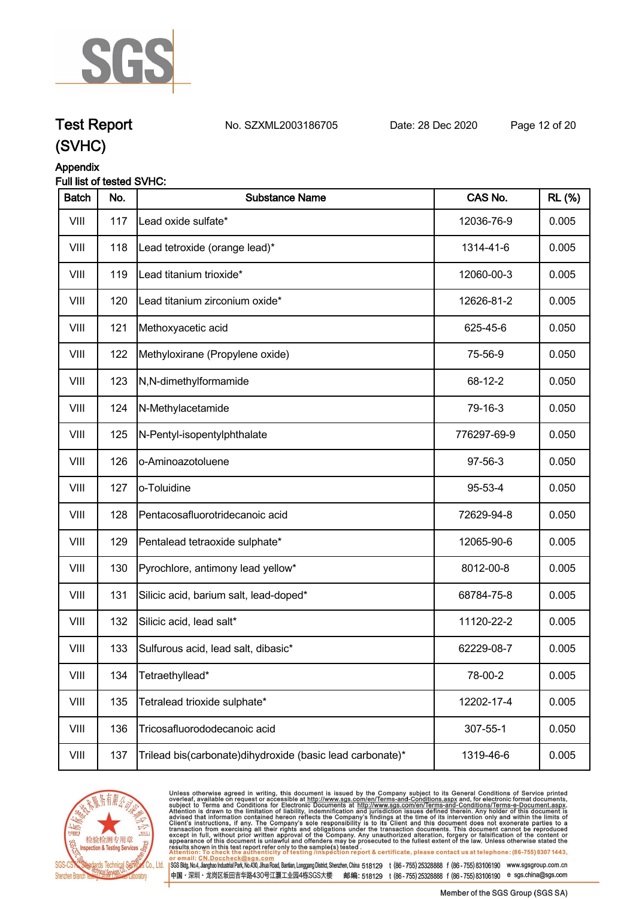# Test Report

No. SZXML2003186705    Date: 28 Dec 2020

(SVHC)

Appendix

Full list of tested SVHC:

| Batch | No. | Substance Name | CAS No. | RL (%) |
|---|---|---|---|---|
| VIII | 117 | Lead oxide sulfate* | 12036-76-9 | 0.005 |
| VIII | 118 | Lead tetroxide (orange lead)* | 1314-41-6 | 0.005 |
| VIII | 119 | Lead titanium trioxide* | 12060-00-3 | 0.005 |
| VIII | 120 | Lead titanium zirconium oxide* | 12626-81-2 | 0.005 |
| VIII | 121 | Methoxyacetic acid | 625-45-6 | 0.050 |
| VIII | 122 | Methyloxirane (Propylene oxide) | 75-56-9 | 0.050 |
| VIII | 123 | N,N-dimethylformamide | 68-12-2 | 0.050 |
| VIII | 124 | N-Methylacetamide | 79-16-3 | 0.050 |
| VIII | 125 | N-Pentyl-isopentylphthalate | 776297-69-9 | 0.050 |
| VIII | 126 | o-Aminoazotoluene | 97-56-3 | 0.050 |
| VIII | 127 | o-Toluidine | 95-53-4 | 0.050 |
| VIII | 128 | Pentacosafluorotridecanoic acid | 72629-94-8 | 0.050 |
| VIII | 129 | Pentalead tetraoxide sulphate* | 12065-90-6 | 0.005 |
| VIII | 130 | Pyrochlore, antimony lead yellow* | 8012-00-8 | 0.005 |
| VIII | 131 | Silicic acid, barium salt, lead-doped* | 68784-75-8 | 0.005 |
| VIII | 132 | Silicic acid, lead salt* | 11120-22-2 | 0.005 |
| VIII | 133 | Sulfurous acid, lead salt, dibasic* | 62229-08-7 | 0.005 |
| VIII | 134 | Tetraethyllead* | 78-00-2 | 0.005 |
| VIII | 135 | Tetralead trioxide sulphate* | 12202-17-4 | 0.005 |
| VIII | 136 | Tricosafluorododecanoic acid | 307-55-1 | 0.050 |
| VIII | 137 | Trilead bis(carbonate)dihydroxide (basic lead carbonate)* | 1319-46-6 | 0.005 |

Unless otherwise agreed in writing, this document is issued by the Company subject to its General Conditions of Service printed overleaf, available on request or accessible at http://www.sgs.com/en/Terms-and-Conditions.aspx and, for electronic format documents, subject to Terms and Conditions for Electronic Documents at http://www.sgs.com/en/Terms-and-Conditions/Terms-e-Document.aspx. Attention is drawn to the limitation of liability, indemnification and jurisdiction issues defined therein. Any holder of this document is advised that information contained hereon reflects the Company's findings at the time of its intervention only and within the limits of Client's instructions, if any. The Company's sole responsibility is to its Client and this document does not exonerate parties to a transaction from exercising all their rights and obligations under the transaction documents. This document cannot be reproduced except in full, without prior written approval of the Company. Any unauthorized alteration, forgery or falsification of the content or appearance of this document is unlawful and offenders may be prosecuted to the fullest extent of the law. Unless otherwise stated the results shown in this test report refer only to the sample(s) tested.

Attention: To check the authenticity of testing /inspection report & certificate, please contact us at telephone: (86-755) 8307 1443, or email: CN.Doccheck@sgs.com

SGS-CSTC Standards Technical Services Co., Ltd. Shenzhen Branch Testing Center Laboratory

SGS Bldg, No.4, Jianghao Industrial Park, No.430, Jihua Road, Bantian, Longgang District, Shenzhen, China 518129 t (86-755) 25328888 f (86-755) 83106190 www.sgsgroup.com.cn

中国・深圳・龙岗区坂田吉华路430号江灏工业园4栋SGS大楼 邮编: 518129 t (86-755) 25328888 f (86-755) 83106190 e sgs.china@sgs.com

Member of the SGS Group (SGS SA)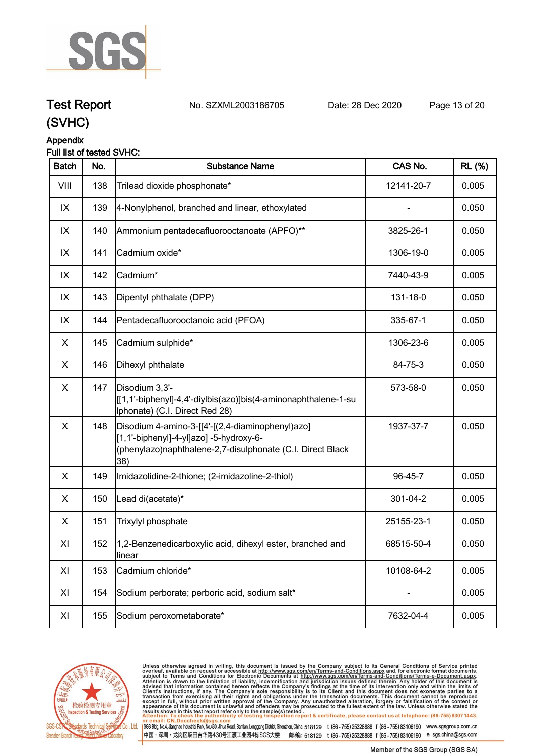# Test Report (SVHC)

No. SZXML2003186705 Date: 28 Dec 2020

## Appendix

Full list of tested SVHC:

| Batch | No. | Substance Name | CAS No. | RL (%) |
|---|---|---|---|---|
| VIII | 138 | Trilead dioxide phosphonate* | 12141-20-7 | 0.005 |
| IX | 139 | 4-Nonylphenol, branched and linear, ethoxylated | - | 0.050 |
| IX | 140 | Ammonium pentadecafluorooctanoate (APFO)** | 3825-26-1 | 0.050 |
| IX | 141 | Cadmium oxide* | 1306-19-0 | 0.005 |
| IX | 142 | Cadmium* | 7440-43-9 | 0.005 |
| IX | 143 | Dipentyl phthalate (DPP) | 131-18-0 | 0.050 |
| IX | 144 | Pentadecafluorooctanoic acid (PFOA) | 335-67-1 | 0.050 |
| X | 145 | Cadmium sulphide* | 1306-23-6 | 0.005 |
| X | 146 | Dihexyl phthalate | 84-75-3 | 0.050 |
| X | 147 | Disodium 3,3'-[[1,1'-biphenyl]-4,4'-diylbis(azo)]bis(4-aminonaphthalene-1-sulphonate) (C.I. Direct Red 28) | 573-58-0 | 0.050 |
| X | 148 | Disodium 4-amino-3-[[4'-[(2,4-diaminophenyl)azo][1,1'-biphenyl]-4-yl]azo] -5-hydroxy-6-(phenylazo)naphthalene-2,7-disulphonate (C.I. Direct Black 38) | 1937-37-7 | 0.050 |
| X | 149 | Imidazolidine-2-thione; (2-imidazoline-2-thiol) | 96-45-7 | 0.050 |
| X | 150 | Lead di(acetate)* | 301-04-2 | 0.005 |
| X | 151 | Trixylyl phosphate | 25155-23-1 | 0.050 |
| XI | 152 | 1,2-Benzenedicarboxylic acid, dihexyl ester, branched and linear | 68515-50-4 | 0.050 |
| XI | 153 | Cadmium chloride* | 10108-64-2 | 0.005 |
| XI | 154 | Sodium perborate; perboric acid, sodium salt* | - | 0.005 |
| XI | 155 | Sodium peroxometaborate* | 7632-04-4 | 0.005 |

Unless otherwise agreed in writing, this document is issued by the Company subject to its General Conditions of Service printed overleaf, available on request or accessible at http://www.sgs.com/en/Terms-and-Conditions.aspx and, for electronic format documents, subject to Terms and Conditions for Electronic Documents at http://www.sgs.com/en/Terms-and-Conditions/Terms-e-Document.aspx. Attention is drawn to the limitation of liability, indemnification and jurisdiction issues defined therein. Any holder of this document is advised that information contained hereon reflects the Company's findings at the time of its intervention only and within the limits of Client's instructions, if any. The Company's sole responsibility is to its Client and this document does not exonerate parties to a transaction from exercising all their rights and obligations under the transaction documents. This document cannot be reproduced except in full, without prior written approval of the Company. Any unauthorized alteration, forgery or falsification of the content or appearance of this document is unlawful and offenders may be prosecuted to the fullest extent of the law. Unless otherwise stated the results shown in this test report refer only to the sample(s) tested.
Attention: To check the authenticity of testing /inspection report & certificate, please contact us at telephone: (86-755) 8307 1443, or email: CN.Doccheck@sgs.com

SGS-CSTC Standards Technical Services Co., Ltd. Shenzhen Branch Testing Center Laboratory | SGS Bldg, No.4, Jianghao Industrial Park, No.430, Jihua Road, Bantian, Longgang District, Shenzhen, China 518129 t (86-755) 25328888 f (86-755) 83106190 www.sgsgroup.com.cn
中国・深圳・龙岗区坂田吉华路430号江灏工业园4栋SGS大楼 邮编: 518129 t (86-755) 25328888 f (86-755) 83106190 e sgs.china@sgs.com

Member of the SGS Group (SGS SA)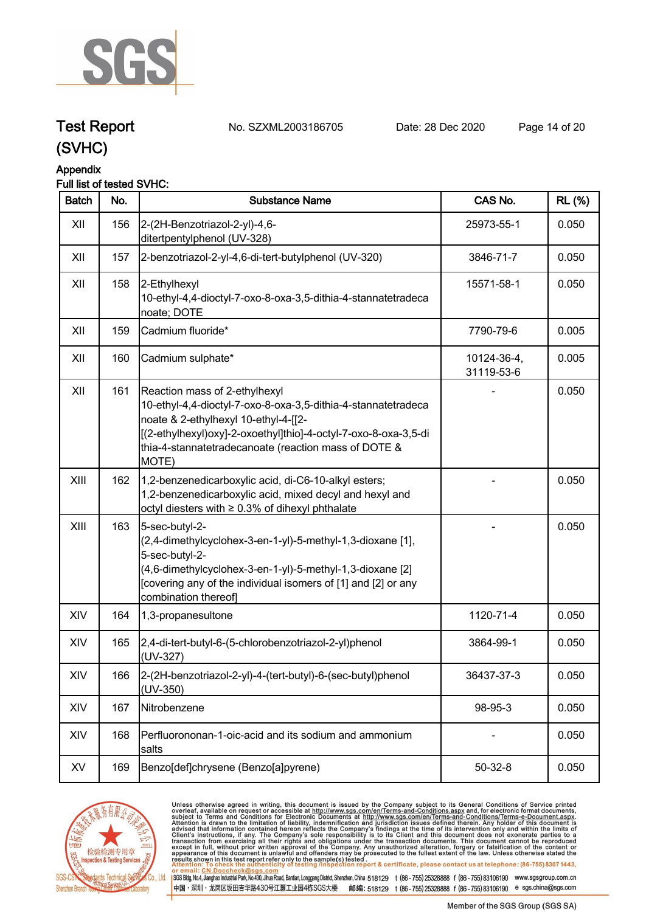# Test Report (SVHC)

No. SZXML2003186705　　Date: 28 Dec 2020

**Appendix**

**Full list of tested SVHC:**

| Batch | No. | Substance Name | CAS No. | RL (%) |
|---|---|---|---|---|
| XII | 156 | 2-(2H-Benzotriazol-2-yl)-4,6-ditertpentylphenol (UV-328) | 25973-55-1 | 0.050 |
| XII | 157 | 2-benzotriazol-2-yl-4,6-di-tert-butylphenol (UV-320) | 3846-71-7 | 0.050 |
| XII | 158 | 2-Ethylhexyl 10-ethyl-4,4-dioctyl-7-oxo-8-oxa-3,5-dithia-4-stannatetradecanoate; DOTE | 15571-58-1 | 0.050 |
| XII | 159 | Cadmium fluoride* | 7790-79-6 | 0.005 |
| XII | 160 | Cadmium sulphate* | 10124-36-4, 31119-53-6 | 0.005 |
| XII | 161 | Reaction mass of 2-ethylhexyl 10-ethyl-4,4-dioctyl-7-oxo-8-oxa-3,5-dithia-4-stannatetradecanoate & 2-ethylhexyl 10-ethyl-4-[[2-[(2-ethylhexyl)oxy]-2-oxoethyl]thio]-4-octyl-7-oxo-8-oxa-3,5-dithia-4-stannatetradecanoate (reaction mass of DOTE & MOTE) | - | 0.050 |
| XIII | 162 | 1,2-benzenedicarboxylic acid, di-C6-10-alkyl esters; 1,2-benzenedicarboxylic acid, mixed decyl and hexyl and octyl diesters with ≥ 0.3% of dihexyl phthalate | - | 0.050 |
| XIII | 163 | 5-sec-butyl-2-(2,4-dimethylcyclohex-3-en-1-yl)-5-methyl-1,3-dioxane [1], 5-sec-butyl-2-(4,6-dimethylcyclohex-3-en-1-yl)-5-methyl-1,3-dioxane [2] [covering any of the individual isomers of [1] and [2] or any combination thereof] | - | 0.050 |
| XIV | 164 | 1,3-propanesultone | 1120-71-4 | 0.050 |
| XIV | 165 | 2,4-di-tert-butyl-6-(5-chlorobenzotriazol-2-yl)phenol (UV-327) | 3864-99-1 | 0.050 |
| XIV | 166 | 2-(2H-benzotriazol-2-yl)-4-(tert-butyl)-6-(sec-butyl)phenol (UV-350) | 36437-37-3 | 0.050 |
| XIV | 167 | Nitrobenzene | 98-95-3 | 0.050 |
| XIV | 168 | Perfluorononan-1-oic-acid and its sodium and ammonium salts | - | 0.050 |
| XV | 169 | Benzo[def]chrysene (Benzo[a]pyrene) | 50-32-8 | 0.050 |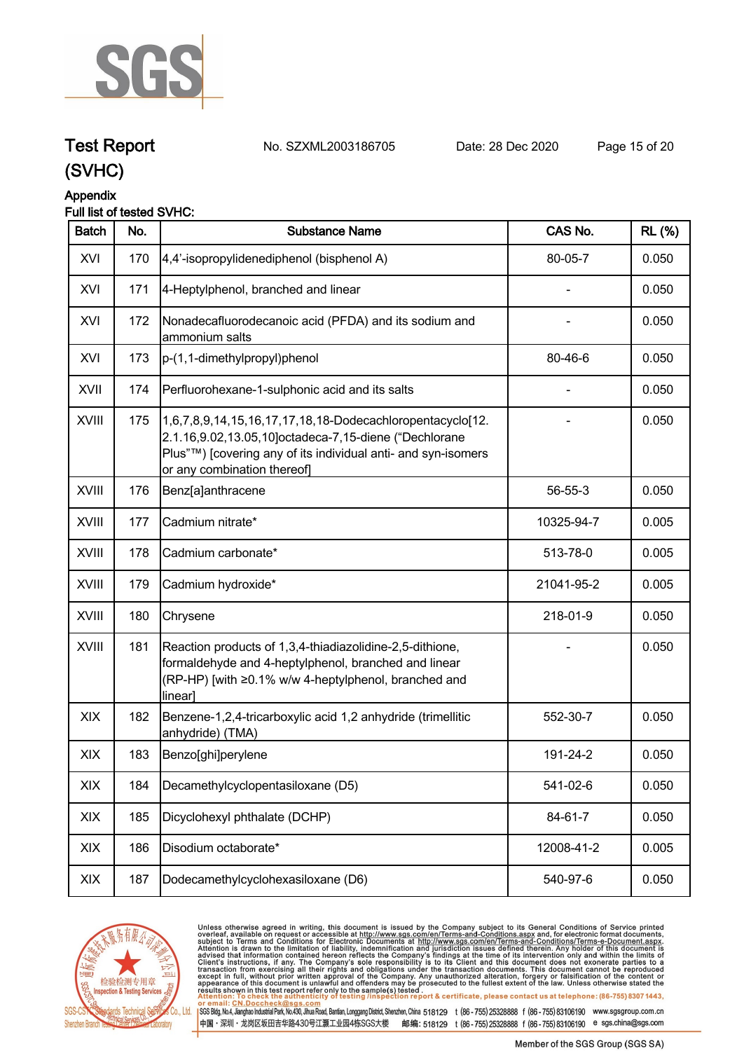# Test Report (SVHC)

No. SZXML2003186705 Date: 28 Dec 2020

## Appendix

Full list of tested SVHC:

| Batch | No. | Substance Name | CAS No. | RL (%) |
|---|---|---|---|---|
| XVI | 170 | 4,4'-isopropylidenediphenol (bisphenol A) | 80-05-7 | 0.050 |
| XVI | 171 | 4-Heptylphenol, branched and linear | - | 0.050 |
| XVI | 172 | Nonadecafluorodecanoic acid (PFDA) and its sodium and ammonium salts | - | 0.050 |
| XVI | 173 | p-(1,1-dimethylpropyl)phenol | 80-46-6 | 0.050 |
| XVII | 174 | Perfluorohexane-1-sulphonic acid and its salts | - | 0.050 |
| XVIII | 175 | 1,6,7,8,9,14,15,16,17,17,18,18-Dodecachloropentacyclo[12.2.1.16,9.02,13.05,10]octadeca-7,15-diene ("Dechlorane Plus"™) [covering any of its individual anti- and syn-isomers or any combination thereof] | - | 0.050 |
| XVIII | 176 | Benz[a]anthracene | 56-55-3 | 0.050 |
| XVIII | 177 | Cadmium nitrate* | 10325-94-7 | 0.005 |
| XVIII | 178 | Cadmium carbonate* | 513-78-0 | 0.005 |
| XVIII | 179 | Cadmium hydroxide* | 21041-95-2 | 0.005 |
| XVIII | 180 | Chrysene | 218-01-9 | 0.050 |
| XVIII | 181 | Reaction products of 1,3,4-thiadiazolidine-2,5-dithione, formaldehyde and 4-heptylphenol, branched and linear (RP-HP) [with ≥0.1% w/w 4-heptylphenol, branched and linear] | - | 0.050 |
| XIX | 182 | Benzene-1,2,4-tricarboxylic acid 1,2 anhydride (trimellitic anhydride) (TMA) | 552-30-7 | 0.050 |
| XIX | 183 | Benzo[ghi]perylene | 191-24-2 | 0.050 |
| XIX | 184 | Decamethylcyclopentasiloxane (D5) | 541-02-6 | 0.050 |
| XIX | 185 | Dicyclohexyl phthalate (DCHP) | 84-61-7 | 0.050 |
| XIX | 186 | Disodium octaborate* | 12008-41-2 | 0.005 |
| XIX | 187 | Dodecamethylcyclohexasiloxane (D6) | 540-97-6 | 0.050 |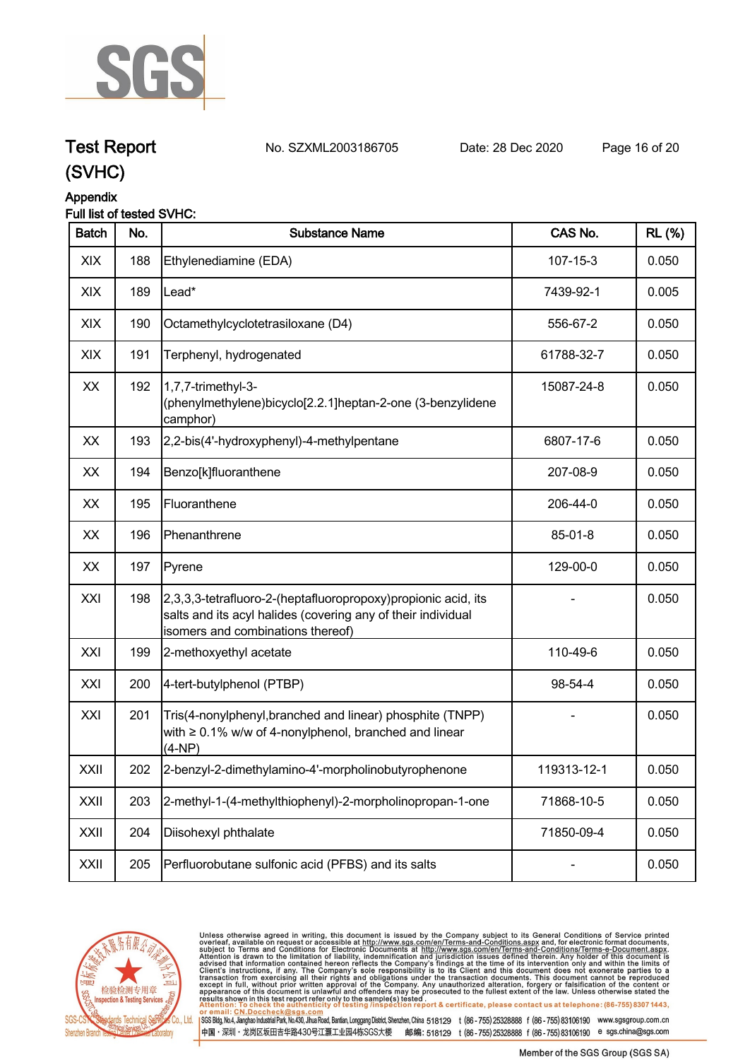# Test Report (SVHC)

No. SZXML2003186705 Date: 28 Dec 2020

## Appendix

Full list of tested SVHC:

| Batch | No. | Substance Name | CAS No. | RL (%) |
|---|---|---|---|---|
| XIX | 188 | Ethylenediamine (EDA) | 107-15-3 | 0.050 |
| XIX | 189 | Lead* | 7439-92-1 | 0.005 |
| XIX | 190 | Octamethylcyclotetrasiloxane (D4) | 556-67-2 | 0.050 |
| XIX | 191 | Terphenyl, hydrogenated | 61788-32-7 | 0.050 |
| XX | 192 | 1,7,7-trimethyl-3-(phenylmethylene)bicyclo[2.2.1]heptan-2-one (3-benzylidene camphor) | 15087-24-8 | 0.050 |
| XX | 193 | 2,2-bis(4'-hydroxyphenyl)-4-methylpentane | 6807-17-6 | 0.050 |
| XX | 194 | Benzo[k]fluoranthene | 207-08-9 | 0.050 |
| XX | 195 | Fluoranthene | 206-44-0 | 0.050 |
| XX | 196 | Phenanthrene | 85-01-8 | 0.050 |
| XX | 197 | Pyrene | 129-00-0 | 0.050 |
| XXI | 198 | 2,3,3,3-tetrafluoro-2-(heptafluoropropoxy)propionic acid, its salts and its acyl halides (covering any of their individual isomers and combinations thereof) | - | 0.050 |
| XXI | 199 | 2-methoxyethyl acetate | 110-49-6 | 0.050 |
| XXI | 200 | 4-tert-butylphenol (PTBP) | 98-54-4 | 0.050 |
| XXI | 201 | Tris(4-nonylphenyl,branched and linear) phosphite (TNPP) with ≥ 0.1% w/w of 4-nonylphenol, branched and linear (4-NP) | - | 0.050 |
| XXII | 202 | 2-benzyl-2-dimethylamino-4'-morpholinobutyrophenone | 119313-12-1 | 0.050 |
| XXII | 203 | 2-methyl-1-(4-methylthiophenyl)-2-morpholinopropan-1-one | 71868-10-5 | 0.050 |
| XXII | 204 | Diisohexyl phthalate | 71850-09-4 | 0.050 |
| XXII | 205 | Perfluorobutane sulfonic acid (PFBS) and its salts | - | 0.050 |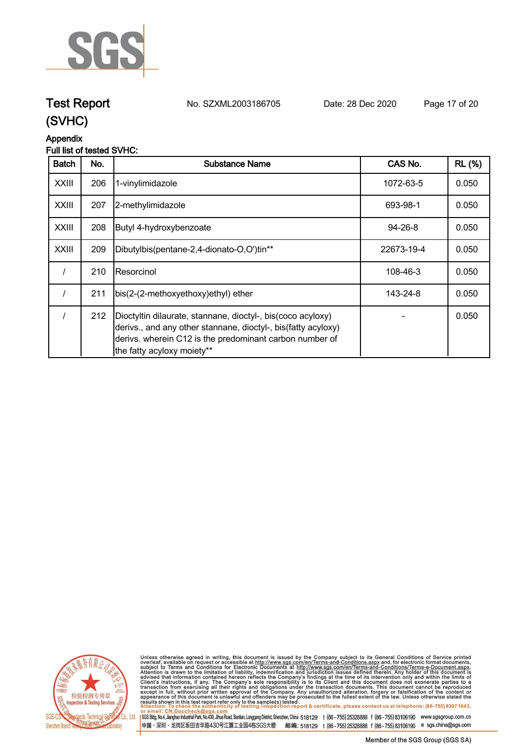## Appendix

### Full list of tested SVHC:

| Batch | No. | Substance Name | CAS No. | RL (%) |
|---|---|---|---|---|
| XXIII | 206 | 1-vinylimidazole | 1072-63-5 | 0.050 |
| XXIII | 207 | 2-methylimidazole | 693-98-1 | 0.050 |
| XXIII | 208 | Butyl 4-hydroxybenzoate | 94-26-8 | 0.050 |
| XXIII | 209 | Dibutylbis(pentane-2,4-dionato-O,O')tin** | 22673-19-4 | 0.050 |
| / | 210 | Resorcinol | 108-46-3 | 0.050 |
| / | 211 | bis(2-(2-methoxyethoxy)ethyl) ether | 143-24-8 | 0.050 |
| / | 212 | Dioctyltin dilaurate, stannane, dioctyl-, bis(coco acyloxy) derivs., and any other stannane, dioctyl-, bis(fatty acyloxy) derivs. wherein C12 is the predominant carbon number of the fatty acyloxy moiety** | - | 0.050 |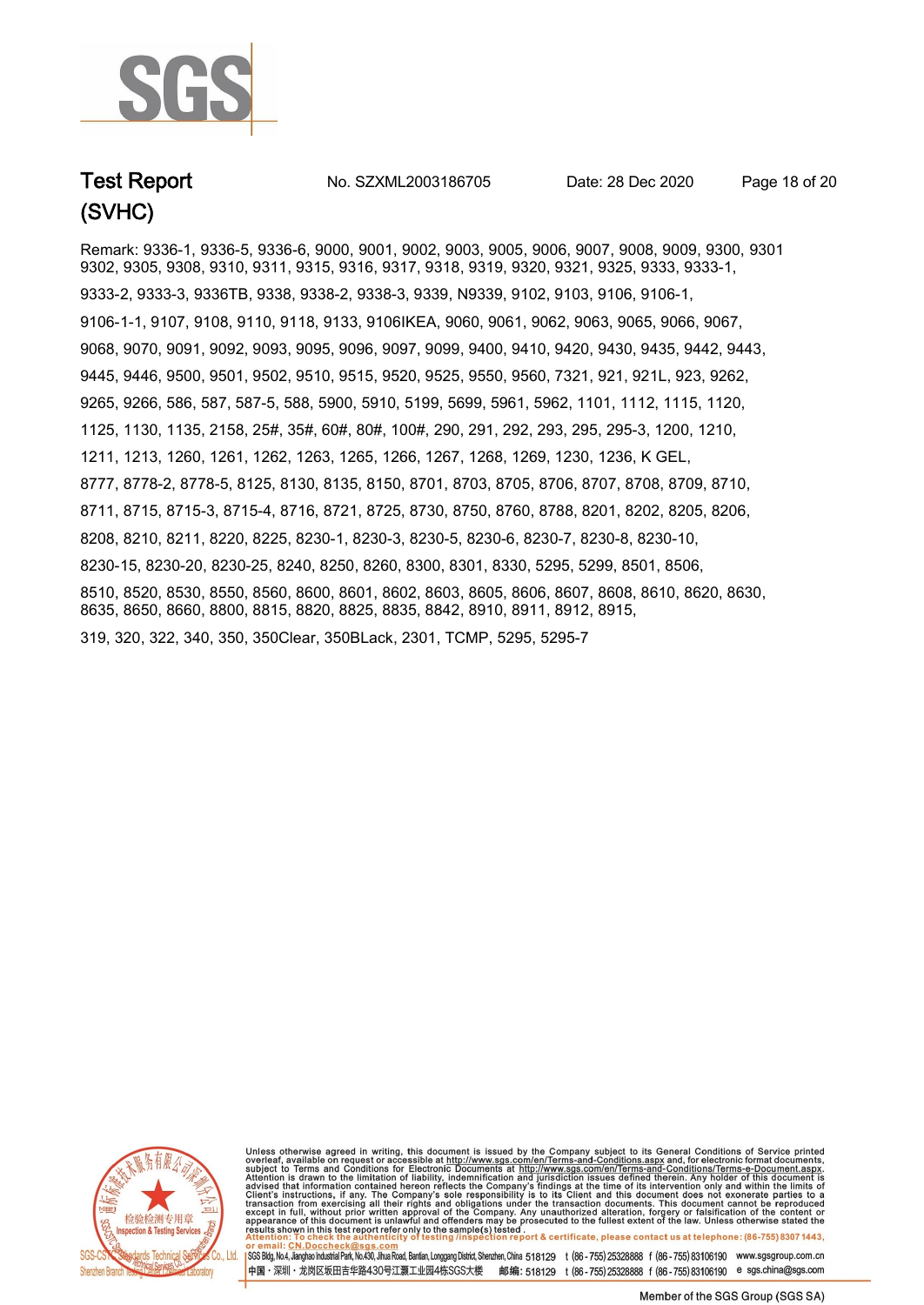Remark: 9336-1, 9336-5, 9336-6, 9000, 9001, 9002, 9003, 9005, 9006, 9007, 9008, 9009, 9300, 9301 9302, 9305, 9308, 9310, 9311, 9315, 9316, 9317, 9318, 9319, 9320, 9321, 9325, 9333, 9333-1, 9333-2, 9333-3, 9336TB, 9338, 9338-2, 9338-3, 9339, N9339, 9102, 9103, 9106, 9106-1, 9106-1-1, 9107, 9108, 9110, 9118, 9133, 9106IKEA, 9060, 9061, 9062, 9063, 9065, 9066, 9067, 9068, 9070, 9091, 9092, 9093, 9095, 9096, 9097, 9099, 9400, 9410, 9420, 9430, 9435, 9442, 9443, 9445, 9446, 9500, 9501, 9502, 9510, 9515, 9520, 9525, 9550, 9560, 7321, 921, 921L, 923, 9262, 9265, 9266, 586, 587, 587-5, 588, 5900, 5910, 5199, 5699, 5961, 5962, 1101, 1112, 1115, 1120, 1125, 1130, 1135, 2158, 25#, 35#, 60#, 80#, 100#, 290, 291, 292, 293, 295, 295-3, 1200, 1210, 1211, 1213, 1260, 1261, 1262, 1263, 1265, 1266, 1267, 1268, 1269, 1230, 1236, K GEL, 8777, 8778-2, 8778-5, 8125, 8130, 8135, 8150, 8701, 8703, 8705, 8706, 8707, 8708, 8709, 8710, 8711, 8715, 8715-3, 8715-4, 8716, 8721, 8725, 8730, 8750, 8760, 8788, 8201, 8202, 8205, 8206, 8208, 8210, 8211, 8220, 8225, 8230-1, 8230-3, 8230-5, 8230-6, 8230-7, 8230-8, 8230-10, 8230-15, 8230-20, 8230-25, 8240, 8250, 8260, 8300, 8301, 8330, 5295, 5299, 8501, 8506, 8510, 8520, 8530, 8550, 8560, 8600, 8601, 8602, 8603, 8605, 8606, 8607, 8608, 8610, 8620, 8630, 8635, 8650, 8660, 8800, 8815, 8820, 8825, 8835, 8842, 8910, 8911, 8912, 8915, 319, 320, 322, 340, 350, 350Clear, 350BLack, 2301, TCMP, 5295, 5295-7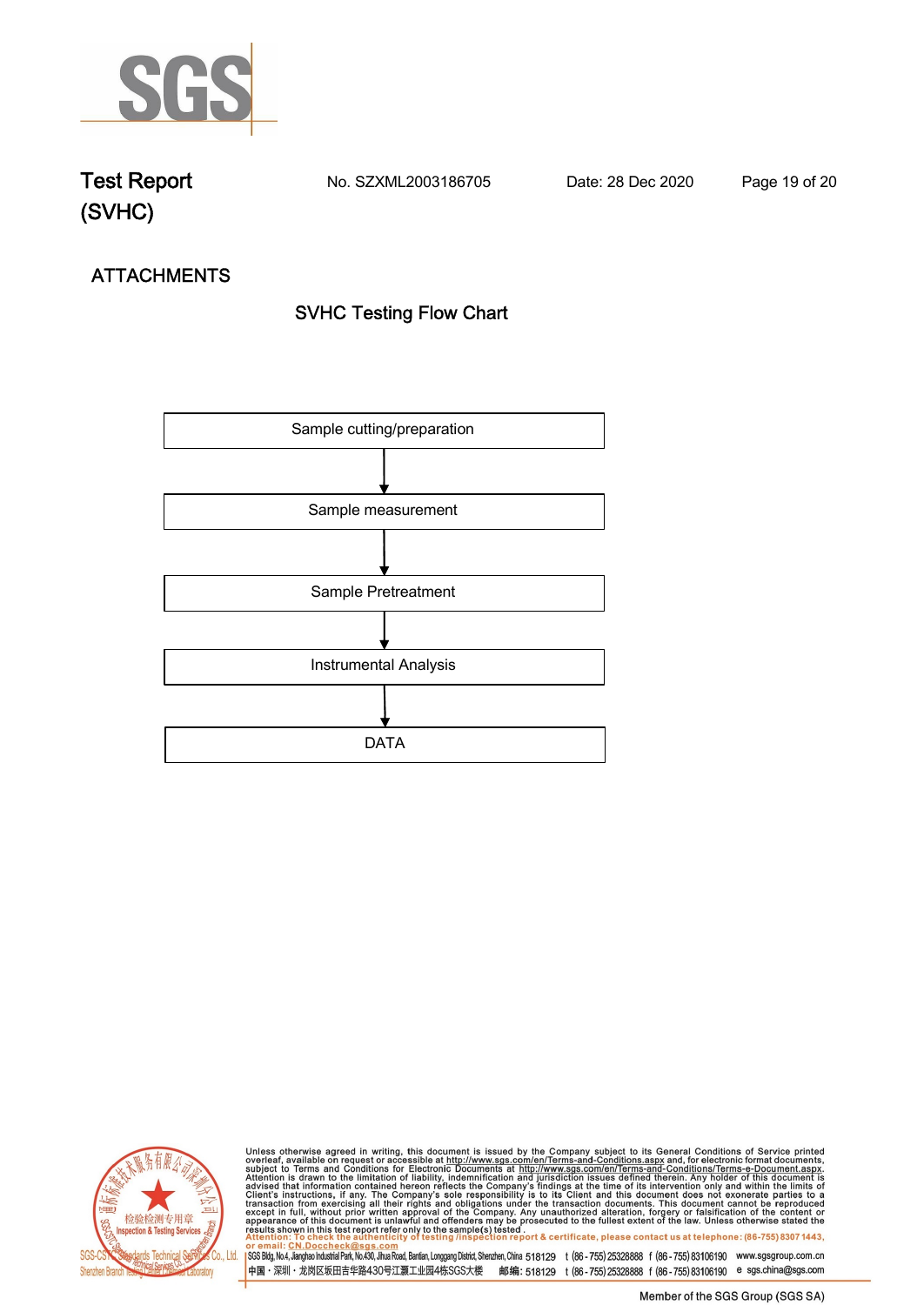## ATTACHMENTS

### SVHC Testing Flow Chart

Sample cutting/preparation

↓

Sample measurement

↓

Sample Pretreatment

↓

Instrumental Analysis

↓

DATA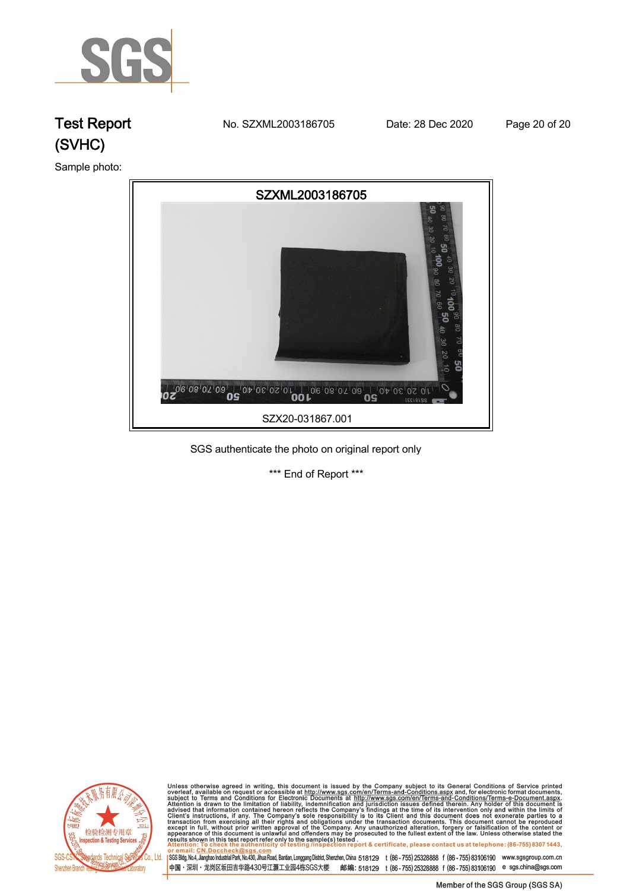# Test Report (SVHC)

No. SZXML2003186705 Date: 28 Dec 2020

Sample photo:

SZXML2003186705

SZX20-031867.001

SGS authenticate the photo on original report only

*** End of Report ***